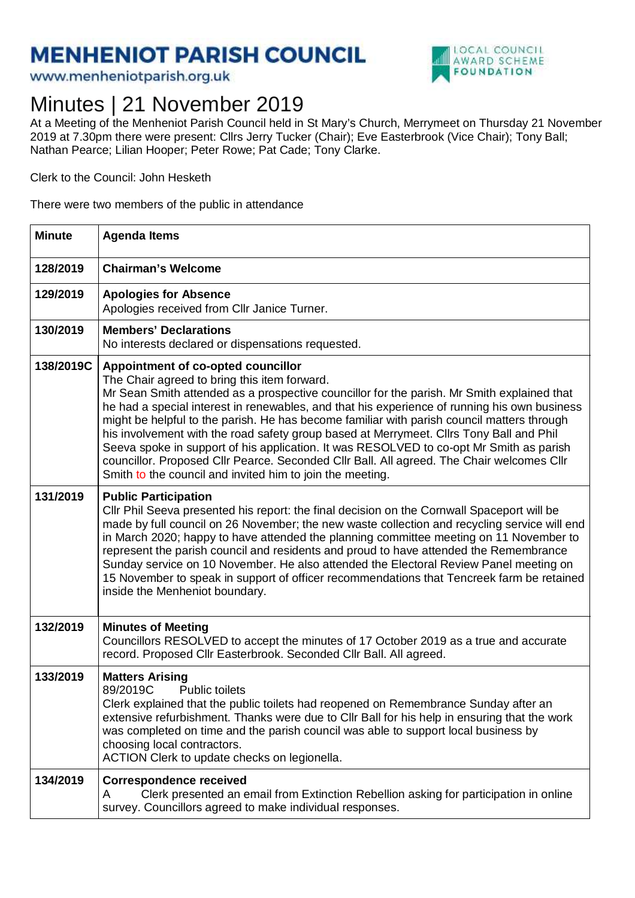# MENHENIOT PARISH COUNCIL

www.menheniotparish.org.uk

LOCAL COUNCIL AWARD SCHEME FOUNDATION

# Minutes | 21 November 2019

At a Meeting of the Menheniot Parish Council held in St Mary's Church, Merrymeet on Thursday 21 November 2019 at 7.30pm there were present: Cllrs Jerry Tucker (Chair); Eve Easterbrook (Vice Chair); Tony Ball; Nathan Pearce; Lilian Hooper; Peter Rowe; Pat Cade; Tony Clarke.

Clerk to the Council: John Hesketh

There were two members of the public in attendance

| Minute | Agenda Items |
|---|---|
| 128/2019 | **Chairman's Welcome** |
| 129/2019 | **Apologies for Absence**<br>Apologies received from Cllr Janice Turner. |
| 130/2019 | **Members' Declarations**<br>No interests declared or dispensations requested. |
| 138/2019C | **Appointment of co-opted councillor**<br>The Chair agreed to bring this item forward.<br>Mr Sean Smith attended as a prospective councillor for the parish. Mr Smith explained that he had a special interest in renewables, and that his experience of running his own business might be helpful to the parish. He has become familiar with parish council matters through his involvement with the road safety group based at Merrymeet. Cllrs Tony Ball and Phil Seeva spoke in support of his application. It was RESOLVED to co-opt Mr Smith as parish councillor. Proposed Cllr Pearce. Seconded Cllr Ball. All agreed. The Chair welcomes Cllr Smith to the council and invited him to join the meeting. |
| 131/2019 | **Public Participation**<br>Cllr Phil Seeva presented his report: the final decision on the Cornwall Spaceport will be made by full council on 26 November; the new waste collection and recycling service will end in March 2020; happy to have attended the planning committee meeting on 11 November to represent the parish council and residents and proud to have attended the Remembrance Sunday service on 10 November. He also attended the Electoral Review Panel meeting on 15 November to speak in support of officer recommendations that Tencreek farm be retained inside the Menheniot boundary. |
| 132/2019 | **Minutes of Meeting**<br>Councillors RESOLVED to accept the minutes of 17 October 2019 as a true and accurate record. Proposed Cllr Easterbrook. Seconded Cllr Ball. All agreed. |
| 133/2019 | **Matters Arising**<br>89/2019C Public toilets<br>Clerk explained that the public toilets had reopened on Remembrance Sunday after an extensive refurbishment. Thanks were due to Cllr Ball for his help in ensuring that the work was completed on time and the parish council was able to support local business by choosing local contractors.<br>ACTION Clerk to update checks on legionella. |
| 134/2019 | **Correspondence received**<br>A Clerk presented an email from Extinction Rebellion asking for participation in online survey. Councillors agreed to make individual responses. |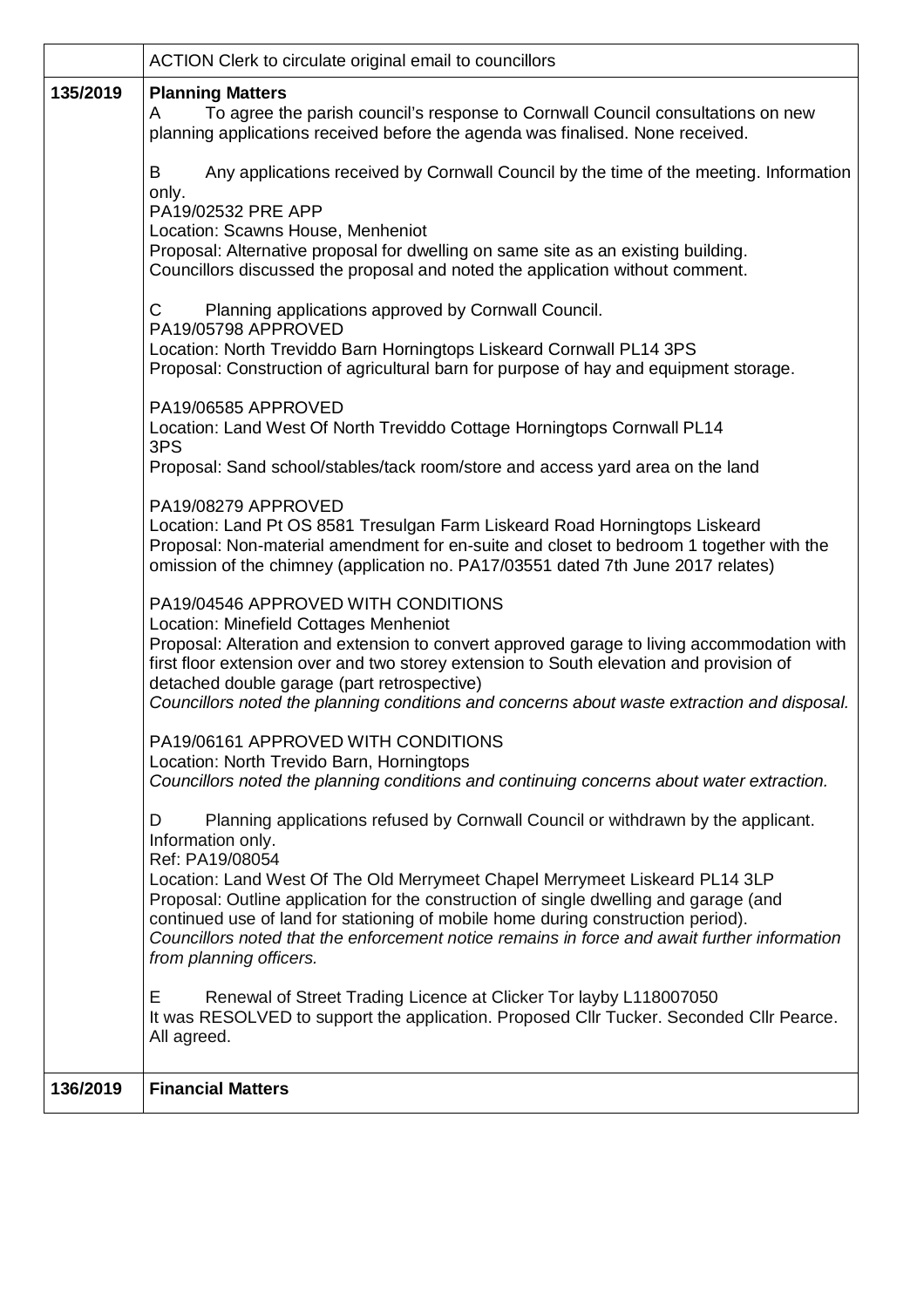| | |
|---|---|
| | ACTION Clerk to circulate original email to councillors |
| 135/2019 | **Planning Matters**<br>A To agree the parish council's response to Cornwall Council consultations on new planning applications received before the agenda was finalised. None received.<br><br>B Any applications received by Cornwall Council by the time of the meeting. Information only.<br>PA19/02532 PRE APP<br>Location: Scawns House, Menheniot<br>Proposal: Alternative proposal for dwelling on same site as an existing building.<br>Councillors discussed the proposal and noted the application without comment.<br><br>C Planning applications approved by Cornwall Council.<br>PA19/05798 APPROVED<br>Location: North Treviddo Barn Horningtops Liskeard Cornwall PL14 3PS<br>Proposal: Construction of agricultural barn for purpose of hay and equipment storage.<br><br>PA19/06585 APPROVED<br>Location: Land West Of North Treviddo Cottage Horningtops Cornwall PL14 3PS<br>Proposal: Sand school/stables/tack room/store and access yard area on the land<br><br>PA19/08279 APPROVED<br>Location: Land Pt OS 8581 Tresulgan Farm Liskeard Road Horningtops Liskeard<br>Proposal: Non-material amendment for en-suite and closet to bedroom 1 together with the omission of the chimney (application no. PA17/03551 dated 7th June 2017 relates)<br><br>PA19/04546 APPROVED WITH CONDITIONS<br>Location: Minefield Cottages Menheniot<br>Proposal: Alteration and extension to convert approved garage to living accommodation with first floor extension over and two storey extension to South elevation and provision of detached double garage (part retrospective)<br>*Councillors noted the planning conditions and concerns about waste extraction and disposal.*<br><br>PA19/06161 APPROVED WITH CONDITIONS<br>Location: North Trevido Barn, Horningtops<br>*Councillors noted the planning conditions and continuing concerns about water extraction.*<br><br>D Planning applications refused by Cornwall Council or withdrawn by the applicant. Information only.<br>Ref: PA19/08054<br>Location: Land West Of The Old Merrymeet Chapel Merrymeet Liskeard PL14 3LP<br>Proposal: Outline application for the construction of single dwelling and garage (and continued use of land for stationing of mobile home during construction period).<br>*Councillors noted that the enforcement notice remains in force and await further information from planning officers.*<br><br>E Renewal of Street Trading Licence at Clicker Tor layby L118007050<br>It was RESOLVED to support the application. Proposed Cllr Tucker. Seconded Cllr Pearce. All agreed. |
| 136/2019 | **Financial Matters** |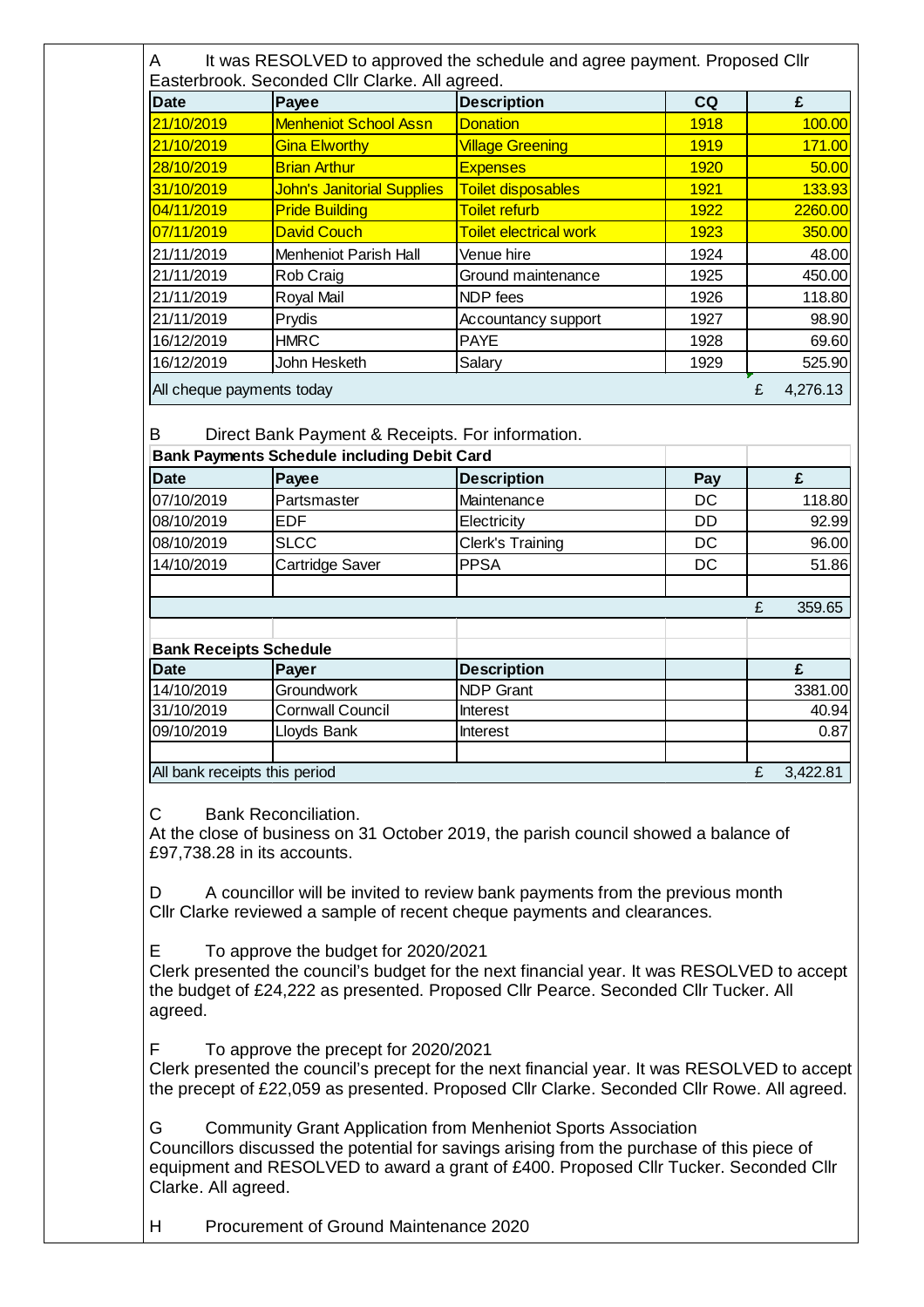A It was RESOLVED to approved the schedule and agree payment. Proposed Cllr Easterbrook. Seconded Cllr Clarke. All agreed.

| Date | Payee | Description | CQ | £ |
|---|---|---|---|---|
| 21/10/2019 | Menheniot School Assn | Donation | 1918 | 100.00 |
| 21/10/2019 | Gina Elworthy | Village Greening | 1919 | 171.00 |
| 28/10/2019 | Brian Arthur | Expenses | 1920 | 50.00 |
| 31/10/2019 | John's Janitorial Supplies | Toilet disposables | 1921 | 133.93 |
| 04/11/2019 | Pride Building | Toilet refurb | 1922 | 2260.00 |
| 07/11/2019 | David Couch | Toilet electrical work | 1923 | 350.00 |
| 21/11/2019 | Menheniot Parish Hall | Venue hire | 1924 | 48.00 |
| 21/11/2019 | Rob Craig | Ground maintenance | 1925 | 450.00 |
| 21/11/2019 | Royal Mail | NDP fees | 1926 | 118.80 |
| 21/11/2019 | Prydis | Accountancy support | 1927 | 98.90 |
| 16/12/2019 | HMRC | PAYE | 1928 | 69.60 |
| 16/12/2019 | John Hesketh | Salary | 1929 | 525.90 |
| All cheque payments today | | | | £ 4,276.13 |

B Direct Bank Payment & Receipts. For information.

**Bank Payments Schedule including Debit Card**

| Date | Payee | Description | Pay | £ |
|---|---|---|---|---|
| 07/10/2019 | Partsmaster | Maintenance | DC | 118.80 |
| 08/10/2019 | EDF | Electricity | DD | 92.99 |
| 08/10/2019 | SLCC | Clerk's Training | DC | 96.00 |
| 14/10/2019 | Cartridge Saver | PPSA | DC | 51.86 |
| | | | | |
| | | | | £ 359.65 |

**Bank Receipts Schedule**

| Date | Payer | Description | | £ |
|---|---|---|---|---|
| 14/10/2019 | Groundwork | NDP Grant | | 3381.00 |
| 31/10/2019 | Cornwall Council | Interest | | 40.94 |
| 09/10/2019 | Lloyds Bank | Interest | | 0.87 |
| | | | | |
| All bank receipts this period | | | | £ 3,422.81 |

C Bank Reconciliation.
At the close of business on 31 October 2019, the parish council showed a balance of £97,738.28 in its accounts.

D A councillor will be invited to review bank payments from the previous month
Cllr Clarke reviewed a sample of recent cheque payments and clearances.

E To approve the budget for 2020/2021
Clerk presented the council's budget for the next financial year. It was RESOLVED to accept the budget of £24,222 as presented. Proposed Cllr Pearce. Seconded Cllr Tucker. All agreed.

F To approve the precept for 2020/2021
Clerk presented the council's precept for the next financial year. It was RESOLVED to accept the precept of £22,059 as presented. Proposed Cllr Clarke. Seconded Cllr Rowe. All agreed.

G Community Grant Application from Menheniot Sports Association
Councillors discussed the potential for savings arising from the purchase of this piece of equipment and RESOLVED to award a grant of £400. Proposed Cllr Tucker. Seconded Cllr Clarke. All agreed.

H Procurement of Ground Maintenance 2020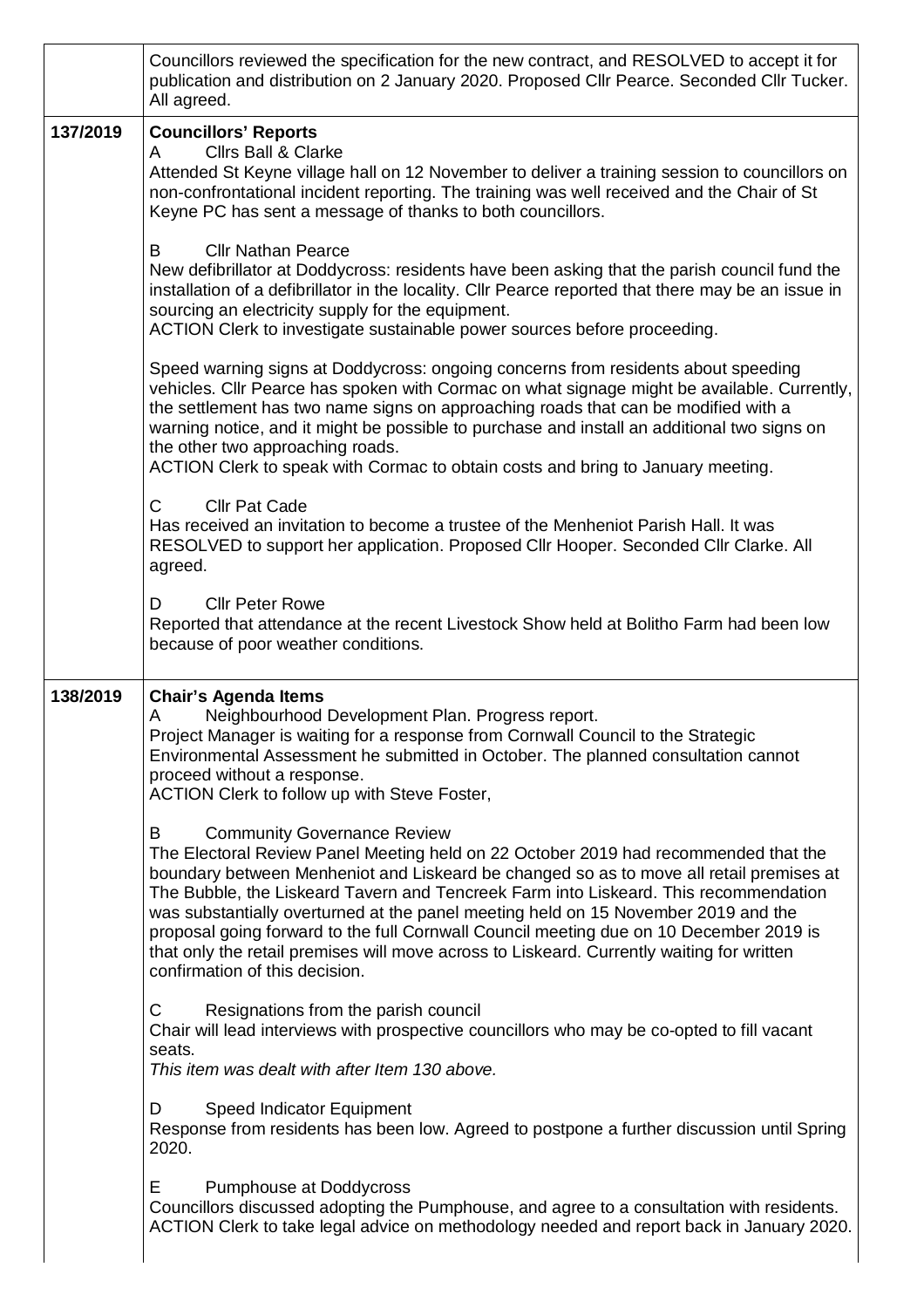| | |
|---|---|
| | Councillors reviewed the specification for the new contract, and RESOLVED to accept it for publication and distribution on 2 January 2020. Proposed Cllr Pearce. Seconded Cllr Tucker. All agreed. |
| **137/2019** | **Councillors' Reports**<br>A Cllrs Ball & Clarke<br>Attended St Keyne village hall on 12 November to deliver a training session to councillors on non-confrontational incident reporting. The training was well received and the Chair of St Keyne PC has sent a message of thanks to both councillors.<br><br>B Cllr Nathan Pearce<br>New defibrillator at Doddycross: residents have been asking that the parish council fund the installation of a defibrillator in the locality. Cllr Pearce reported that there may be an issue in sourcing an electricity supply for the equipment.<br>ACTION Clerk to investigate sustainable power sources before proceeding.<br><br>Speed warning signs at Doddycross: ongoing concerns from residents about speeding vehicles. Cllr Pearce has spoken with Cormac on what signage might be available. Currently, the settlement has two name signs on approaching roads that can be modified with a warning notice, and it might be possible to purchase and install an additional two signs on the other two approaching roads.<br>ACTION Clerk to speak with Cormac to obtain costs and bring to January meeting.<br><br>C Cllr Pat Cade<br>Has received an invitation to become a trustee of the Menheniot Parish Hall. It was RESOLVED to support her application. Proposed Cllr Hooper. Seconded Cllr Clarke. All agreed.<br><br>D Cllr Peter Rowe<br>Reported that attendance at the recent Livestock Show held at Bolitho Farm had been low because of poor weather conditions. |
| **138/2019** | **Chair's Agenda Items**<br>A Neighbourhood Development Plan. Progress report.<br>Project Manager is waiting for a response from Cornwall Council to the Strategic Environmental Assessment he submitted in October. The planned consultation cannot proceed without a response.<br>ACTION Clerk to follow up with Steve Foster,<br><br>B Community Governance Review<br>The Electoral Review Panel Meeting held on 22 October 2019 had recommended that the boundary between Menheniot and Liskeard be changed so as to move all retail premises at The Bubble, the Liskeard Tavern and Tencreek Farm into Liskeard. This recommendation was substantially overturned at the panel meeting held on 15 November 2019 and the proposal going forward to the full Cornwall Council meeting due on 10 December 2019 is that only the retail premises will move across to Liskeard. Currently waiting for written confirmation of this decision.<br><br>C Resignations from the parish council<br>Chair will lead interviews with prospective councillors who may be co-opted to fill vacant seats.<br>*This item was dealt with after Item 130 above.*<br><br>D Speed Indicator Equipment<br>Response from residents has been low. Agreed to postpone a further discussion until Spring 2020.<br><br>E Pumphouse at Doddycross<br>Councillors discussed adopting the Pumphouse, and agree to a consultation with residents.<br>ACTION Clerk to take legal advice on methodology needed and report back in January 2020. |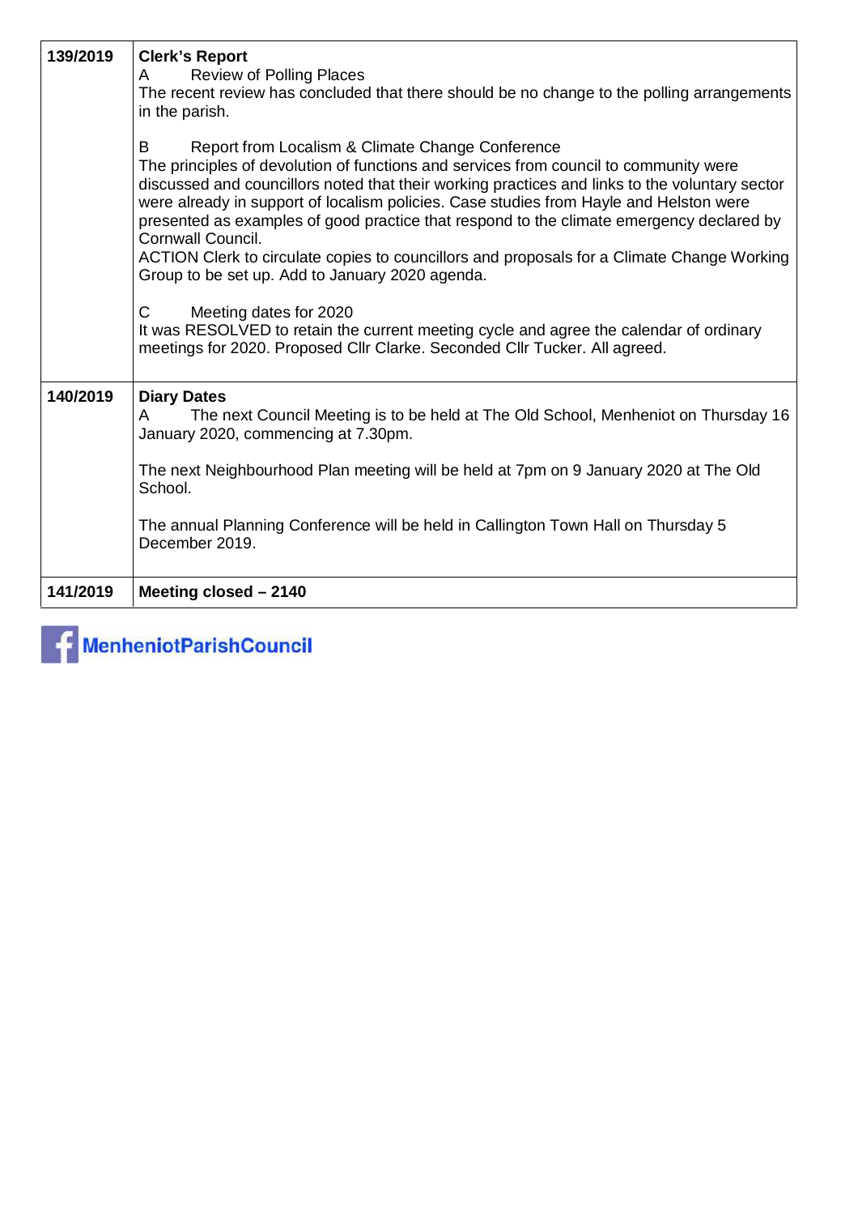| | |
|---|---|
| **139/2019** | **Clerk's Report**<br>A Review of Polling Places<br>The recent review has concluded that there should be no change to the polling arrangements in the parish.<br><br>B Report from Localism & Climate Change Conference<br>The principles of devolution of functions and services from council to community were discussed and councillors noted that their working practices and links to the voluntary sector were already in support of localism policies. Case studies from Hayle and Helston were presented as examples of good practice that respond to the climate emergency declared by Cornwall Council.<br>ACTION Clerk to circulate copies to councillors and proposals for a Climate Change Working Group to be set up. Add to January 2020 agenda.<br><br>C Meeting dates for 2020<br>It was RESOLVED to retain the current meeting cycle and agree the calendar of ordinary meetings for 2020. Proposed Cllr Clarke. Seconded Cllr Tucker. All agreed. |
| **140/2019** | **Diary Dates**<br>A The next Council Meeting is to be held at The Old School, Menheniot on Thursday 16 January 2020, commencing at 7.30pm.<br><br>The next Neighbourhood Plan meeting will be held at 7pm on 9 January 2020 at The Old School.<br><br>The annual Planning Conference will be held in Callington Town Hall on Thursday 5 December 2019. |
| **141/2019** | **Meeting closed – 2140** |

MenheniotParishCouncil